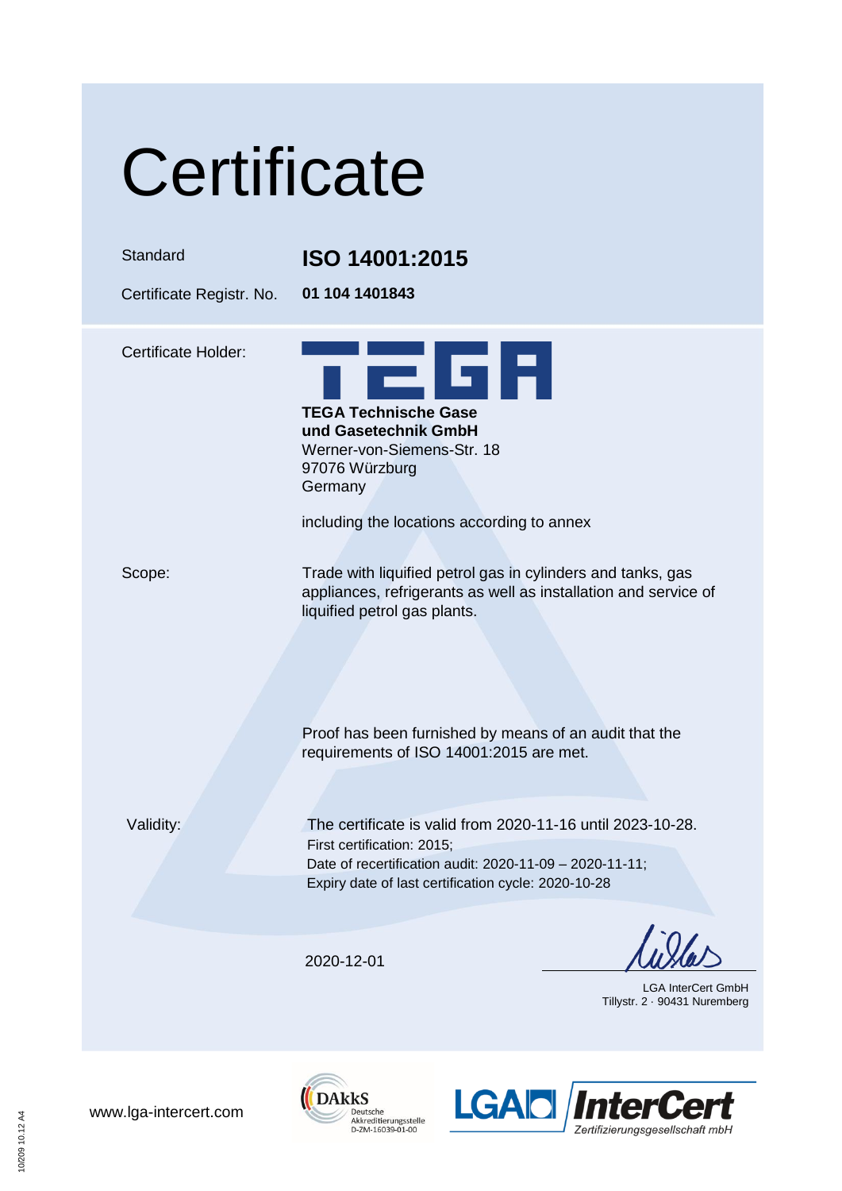# Certificate

| | |
|---|---|
| Standard | **ISO 14001:2015** |
| Certificate Registr. No. | **01 104 1401843** |

Certificate Holder:

TEGA

**TEGA Technische Gase und Gasetechnik GmbH**
Werner-von-Siemens-Str. 18
97076 Würzburg
Germany

including the locations according to annex

Scope:

Trade with liquified petrol gas in cylinders and tanks, gas appliances, refrigerants as well as installation and service of liquified petrol gas plants.

Proof has been furnished by means of an audit that the requirements of ISO 14001:2015 are met.

Validity:

The certificate is valid from 2020-11-16 until 2023-10-28.
First certification: 2015;
Date of recertification audit: 2020-11-09 – 2020-11-11;
Expiry date of last certification cycle: 2020-10-28

2020-12-01

LGA InterCert GmbH
Tillystr. 2 · 90431 Nuremberg

www.lga-intercert.com

DAkkS Deutsche Akkreditierungsstelle D-ZM-16029-01-00

LGA InterCert Zertifizierungsgesellschaft mbH

10/209 10.12 A4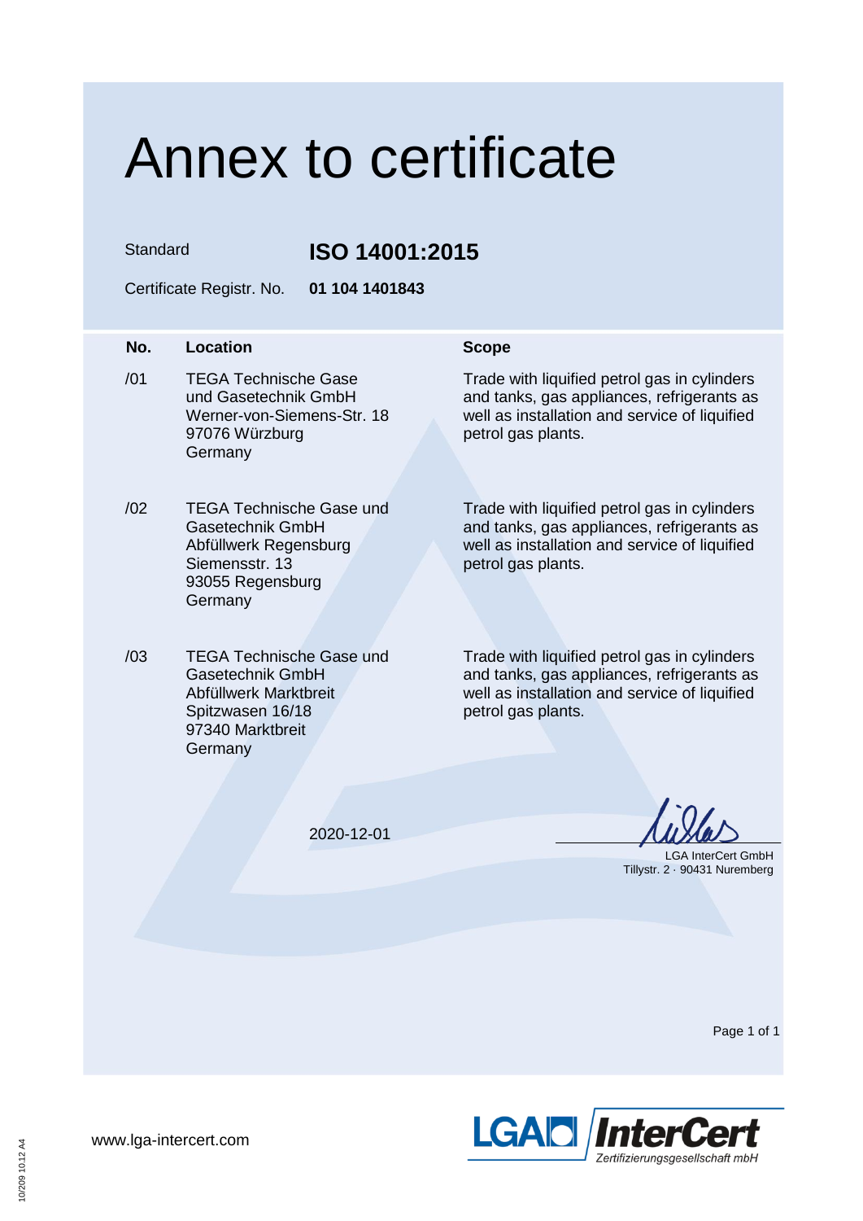# Annex to certificate

Standard **ISO 14001:2015**

Certificate Registr. No. **01 104 1401843**

| No. | Location | Scope |
| --- | --- | --- |
| /01 | TEGA Technische Gase und Gasetechnik GmbH<br>Werner-von-Siemens-Str. 18<br>97076 Würzburg<br>Germany | Trade with liquified petrol gas in cylinders and tanks, gas appliances, refrigerants as well as installation and service of liquified petrol gas plants. |
| /02 | TEGA Technische Gase und Gasetechnik GmbH<br>Abfüllwerk Regensburg<br>Siemensstr. 13<br>93055 Regensburg<br>Germany | Trade with liquified petrol gas in cylinders and tanks, gas appliances, refrigerants as well as installation and service of liquified petrol gas plants. |
| /03 | TEGA Technische Gase und Gasetechnik GmbH<br>Abfüllwerk Marktbreit<br>Spitzwasen 16/18<br>97340 Marktbreit<br>Germany | Trade with liquified petrol gas in cylinders and tanks, gas appliances, refrigerants as well as installation and service of liquified petrol gas plants. |

2020-12-01

LGA InterCert GmbH
Tillystr. 2 · 90431 Nuremberg

www.lga-intercert.com

LGA InterCert Zertifizierungsgesellschaft mbH

10/209 10.12 A4